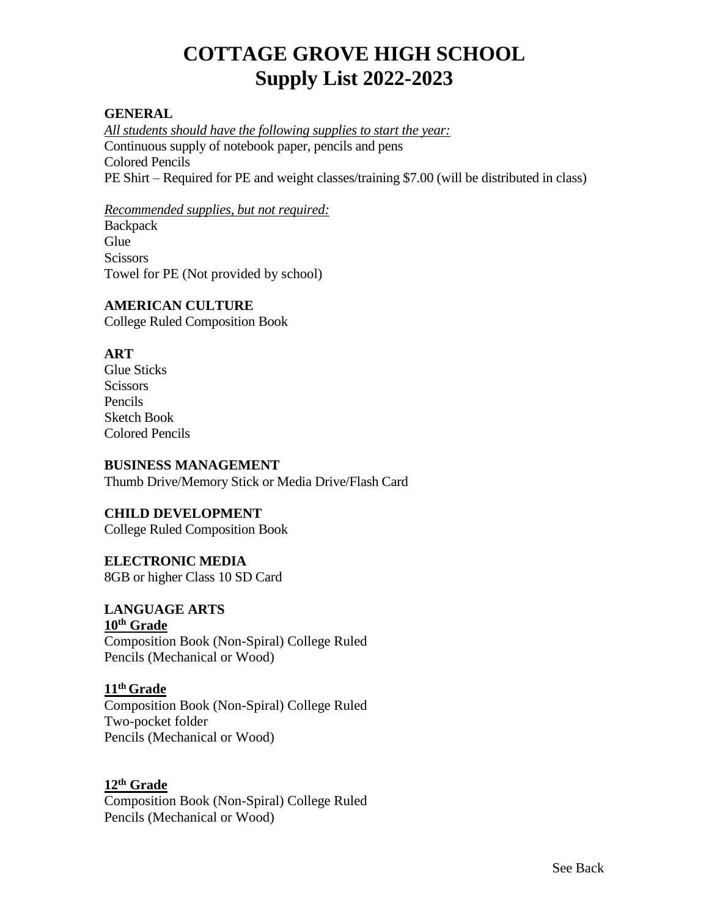# COTTAGE GROVE HIGH SCHOOL
# Supply List 2022-2023

## GENERAL

*All students should have the following supplies to start the year:*

Continuous supply of notebook paper, pencils and pens
Colored Pencils
PE Shirt – Required for PE and weight classes/training $7.00 (will be distributed in class)

*Recommended supplies, but not required:*

Backpack
Glue
Scissors
Towel for PE (Not provided by school)

## AMERICAN CULTURE

College Ruled Composition Book

## ART

Glue Sticks
Scissors
Pencils
Sketch Book
Colored Pencils

## BUSINESS MANAGEMENT

Thumb Drive/Memory Stick or Media Drive/Flash Card

## CHILD DEVELOPMENT

College Ruled Composition Book

## ELECTRONIC MEDIA

8GB or higher Class 10 SD Card

## LANGUAGE ARTS

### 10th Grade

Composition Book (Non-Spiral) College Ruled
Pencils (Mechanical or Wood)

### 11th Grade

Composition Book (Non-Spiral) College Ruled
Two-pocket folder
Pencils (Mechanical or Wood)

### 12th Grade

Composition Book (Non-Spiral) College Ruled
Pencils (Mechanical or Wood)

See Back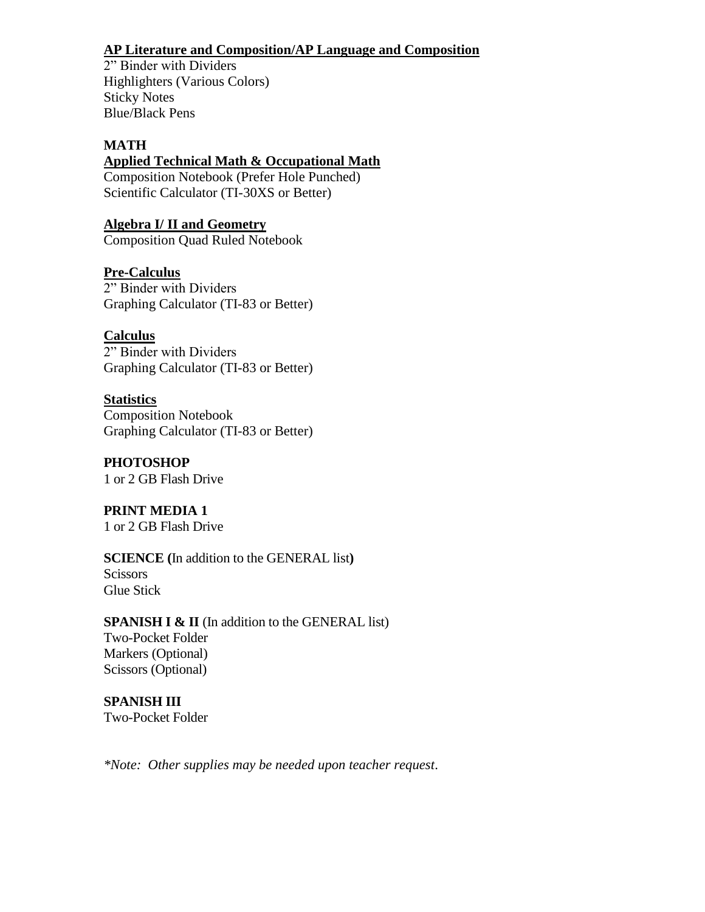**<u>AP Literature and Composition/AP Language and Composition</u>**
2” Binder with Dividers
Highlighters (Various Colors)
Sticky Notes
Blue/Black Pens

**MATH**

**<u>Applied Technical Math & Occupational Math</u>**
Composition Notebook (Prefer Hole Punched)
Scientific Calculator (TI-30XS or Better)

**<u>Algebra I/ II and Geometry</u>**
Composition Quad Ruled Notebook

**<u>Pre-Calculus</u>**
2” Binder with Dividers
Graphing Calculator (TI-83 or Better)

**<u>Calculus</u>**
2” Binder with Dividers
Graphing Calculator (TI-83 or Better)

**<u>Statistics</u>**
Composition Notebook
Graphing Calculator (TI-83 or Better)

**PHOTOSHOP**
1 or 2 GB Flash Drive

**PRINT MEDIA 1**
1 or 2 GB Flash Drive

**SCIENCE (**In addition to the GENERAL list**)**
Scissors
Glue Stick

**SPANISH I & II** (In addition to the GENERAL list)
Two-Pocket Folder
Markers (Optional)
Scissors (Optional)

**SPANISH III**
Two-Pocket Folder

*\*Note: Other supplies may be needed upon teacher request*.